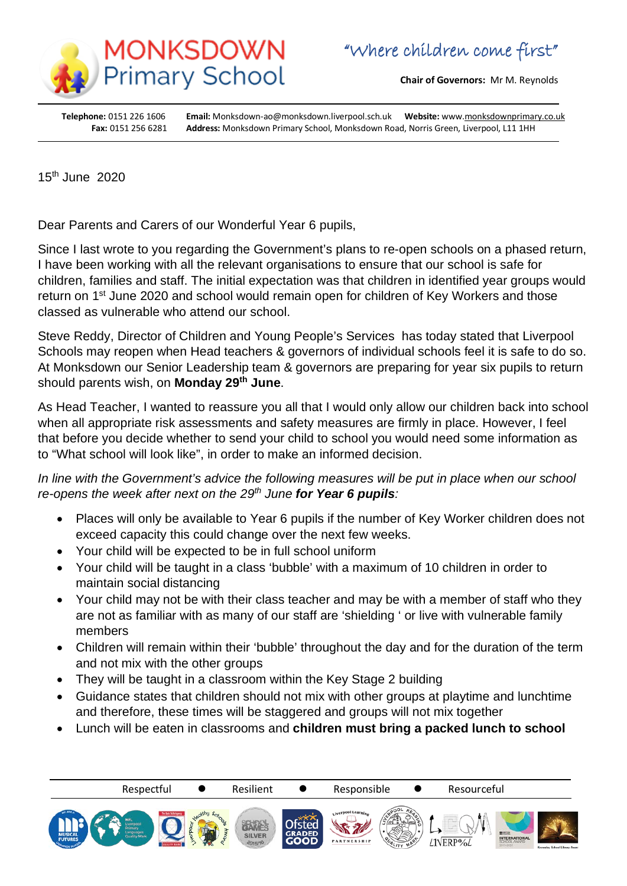# MONKSDOWN Primary School

"Where children come first"

**Chair of Governors:** Mr M. Reynolds

**Telephone:** 0151 226 1606 **Email:** Monksdown-ao@monksdown.liverpool.sch.uk **Website:** www.monksdownprimary.co.uk
**Fax:** 0151 256 6281 **Address:** Monksdown Primary School, Monksdown Road, Norris Green, Liverpool, L11 1HH

15th June 2020

Dear Parents and Carers of our Wonderful Year 6 pupils,

Since I last wrote to you regarding the Government's plans to re-open schools on a phased return, I have been working with all the relevant organisations to ensure that our school is safe for children, families and staff. The initial expectation was that children in identified year groups would return on 1st June 2020 and school would remain open for children of Key Workers and those classed as vulnerable who attend our school.

Steve Reddy, Director of Children and Young People's Services has today stated that Liverpool Schools may reopen when Head teachers & governors of individual schools feel it is safe to do so. At Monksdown our Senior Leadership team & governors are preparing for year six pupils to return should parents wish, on **Monday 29th June**.

As Head Teacher, I wanted to reassure you all that I would only allow our children back into school when all appropriate risk assessments and safety measures are firmly in place. However, I feel that before you decide whether to send your child to school you would need some information as to "What school will look like", in order to make an informed decision.

*In line with the Government's advice the following measures will be put in place when our school re-opens the week after next on the 29th June* ***for Year 6 pupils****:*

- Places will only be available to Year 6 pupils if the number of Key Worker children does not exceed capacity this could change over the next few weeks.
- Your child will be expected to be in full school uniform
- Your child will be taught in a class 'bubble' with a maximum of 10 children in order to maintain social distancing
- Your child may not be with their class teacher and may be with a member of staff who they are not as familiar with as many of our staff are 'shielding ' or live with vulnerable family members
- Children will remain within their 'bubble' throughout the day and for the duration of the term and not mix with the other groups
- They will be taught in a classroom within the Key Stage 2 building
- Guidance states that children should not mix with other groups at playtime and lunchtime and therefore, these times will be staggered and groups will not mix together
- Lunch will be eaten in classrooms and **children must bring a packed lunch to school**

Respectful ● Resilient ● Responsible ● Resourceful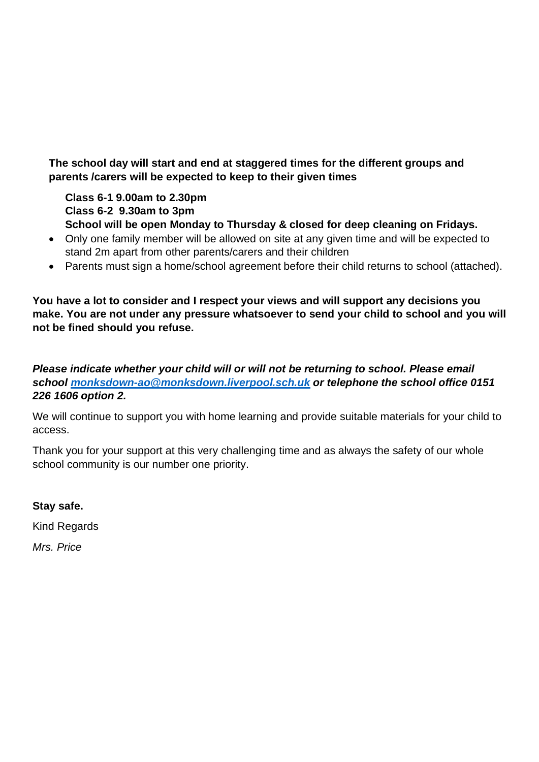**The school day will start and end at staggered times for the different groups and parents /carers will be expected to keep to their given times**

**Class 6-1 9.00am to 2.30pm**
**Class 6-2 9.30am to 3pm**
**School will be open Monday to Thursday & closed for deep cleaning on Fridays.**

- Only one family member will be allowed on site at any given time and will be expected to stand 2m apart from other parents/carers and their children
- Parents must sign a home/school agreement before their child returns to school (attached).

**You have a lot to consider and I respect your views and will support any decisions you make. You are not under any pressure whatsoever to send your child to school and you will not be fined should you refuse.**

***Please indicate whether your child will or will not be returning to school. Please email school [monksdown-ao@monksdown.liverpool.sch.uk](mailto:monksdown-ao@monksdown.liverpool.sch.uk) or telephone the school office 0151 226 1606 option 2.***

We will continue to support you with home learning and provide suitable materials for your child to access.

Thank you for your support at this very challenging time and as always the safety of our whole school community is our number one priority.

**Stay safe.**

Kind Regards

*Mrs. Price*